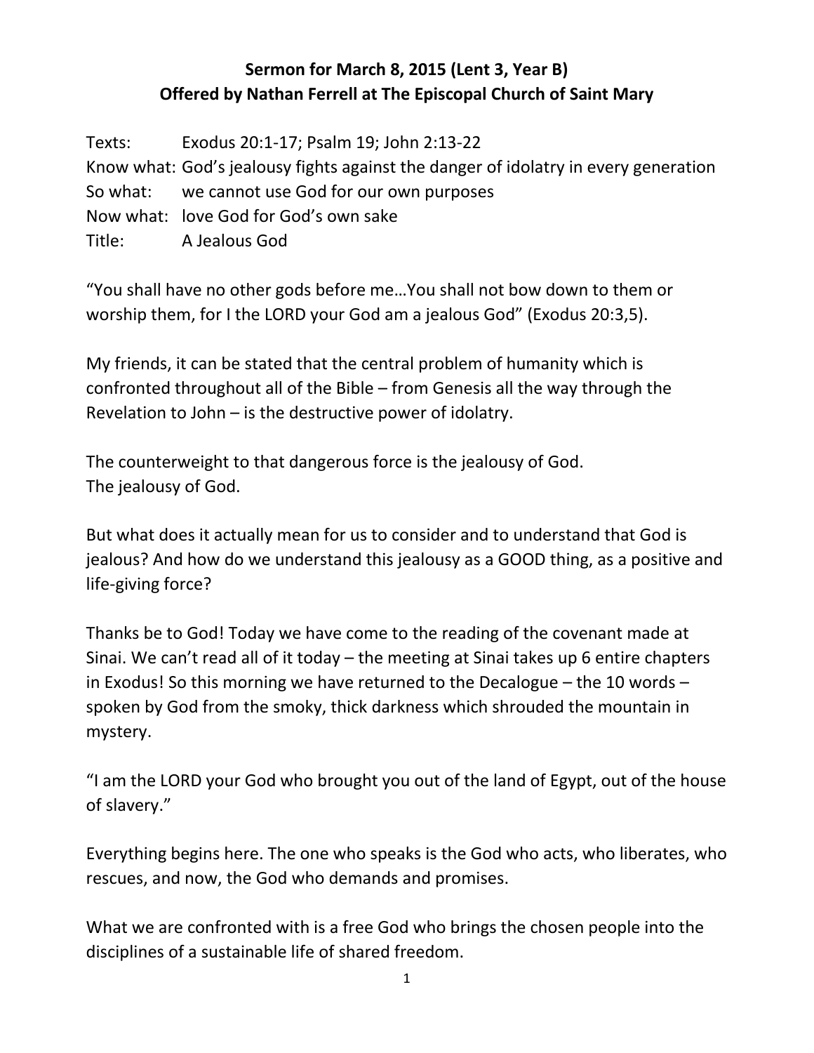**Sermon for March 8, 2015 (Lent 3, Year B)**
**Offered by Nathan Ferrell at The Episcopal Church of Saint Mary**

Texts: Exodus 20:1-17; Psalm 19; John 2:13-22
Know what: God's jealousy fights against the danger of idolatry in every generation
So what: we cannot use God for our own purposes
Now what: love God for God's own sake
Title: A Jealous God

"You shall have no other gods before me…You shall not bow down to them or worship them, for I the LORD your God am a jealous God" (Exodus 20:3,5).

My friends, it can be stated that the central problem of humanity which is confronted throughout all of the Bible – from Genesis all the way through the Revelation to John – is the destructive power of idolatry.

The counterweight to that dangerous force is the jealousy of God.
The jealousy of God.

But what does it actually mean for us to consider and to understand that God is jealous? And how do we understand this jealousy as a GOOD thing, as a positive and life-giving force?

Thanks be to God! Today we have come to the reading of the covenant made at Sinai. We can't read all of it today – the meeting at Sinai takes up 6 entire chapters in Exodus! So this morning we have returned to the Decalogue – the 10 words – spoken by God from the smoky, thick darkness which shrouded the mountain in mystery.

"I am the LORD your God who brought you out of the land of Egypt, out of the house of slavery."

Everything begins here. The one who speaks is the God who acts, who liberates, who rescues, and now, the God who demands and promises.

What we are confronted with is a free God who brings the chosen people into the disciplines of a sustainable life of shared freedom.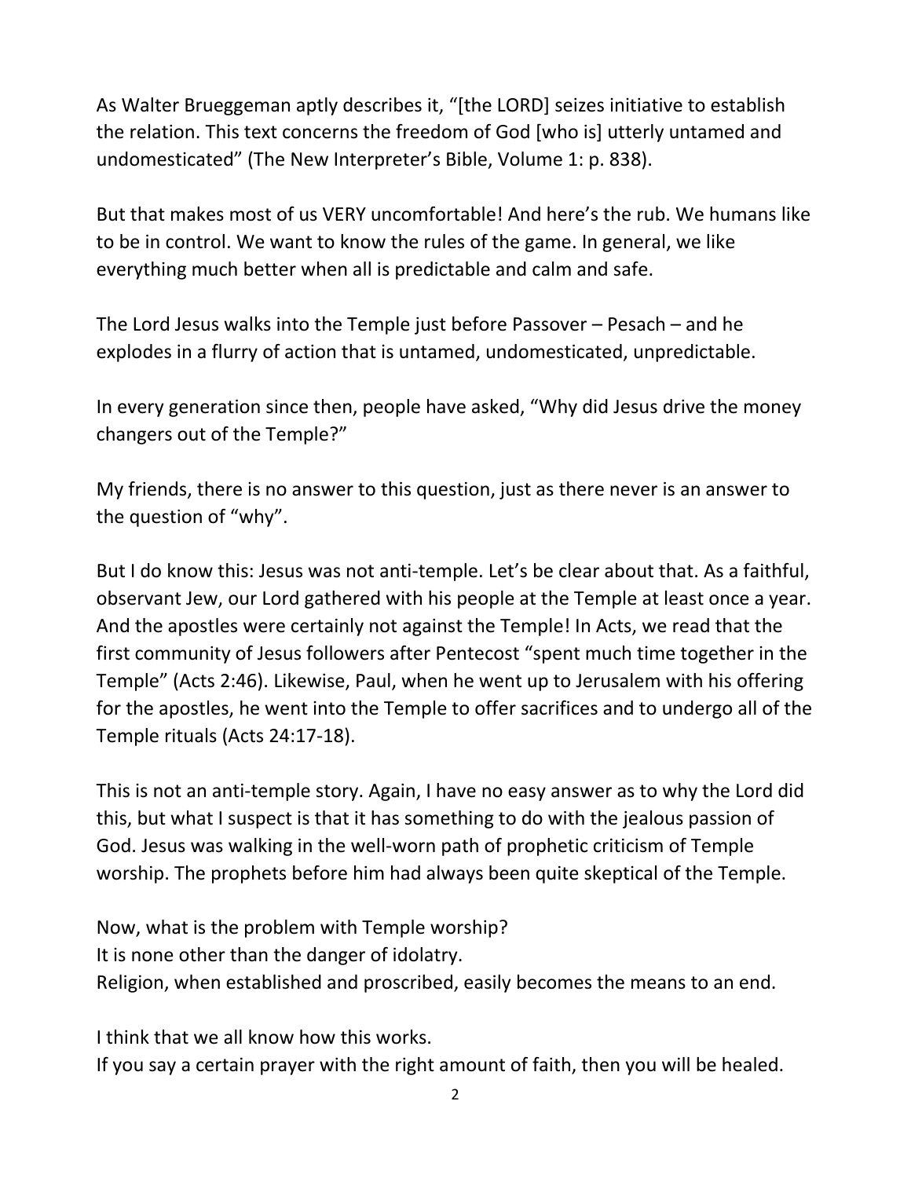As Walter Brueggeman aptly describes it, "[the LORD] seizes initiative to establish the relation. This text concerns the freedom of God [who is] utterly untamed and undomesticated" (The New Interpreter's Bible, Volume 1: p. 838).

But that makes most of us VERY uncomfortable! And here's the rub. We humans like to be in control. We want to know the rules of the game. In general, we like everything much better when all is predictable and calm and safe.

The Lord Jesus walks into the Temple just before Passover – Pesach – and he explodes in a flurry of action that is untamed, undomesticated, unpredictable.

In every generation since then, people have asked, "Why did Jesus drive the money changers out of the Temple?"

My friends, there is no answer to this question, just as there never is an answer to the question of "why".

But I do know this: Jesus was not anti-temple. Let's be clear about that. As a faithful, observant Jew, our Lord gathered with his people at the Temple at least once a year. And the apostles were certainly not against the Temple! In Acts, we read that the first community of Jesus followers after Pentecost "spent much time together in the Temple" (Acts 2:46). Likewise, Paul, when he went up to Jerusalem with his offering for the apostles, he went into the Temple to offer sacrifices and to undergo all of the Temple rituals (Acts 24:17-18).

This is not an anti-temple story. Again, I have no easy answer as to why the Lord did this, but what I suspect is that it has something to do with the jealous passion of God. Jesus was walking in the well-worn path of prophetic criticism of Temple worship. The prophets before him had always been quite skeptical of the Temple.

Now, what is the problem with Temple worship?
It is none other than the danger of idolatry.
Religion, when established and proscribed, easily becomes the means to an end.

I think that we all know how this works.
If you say a certain prayer with the right amount of faith, then you will be healed.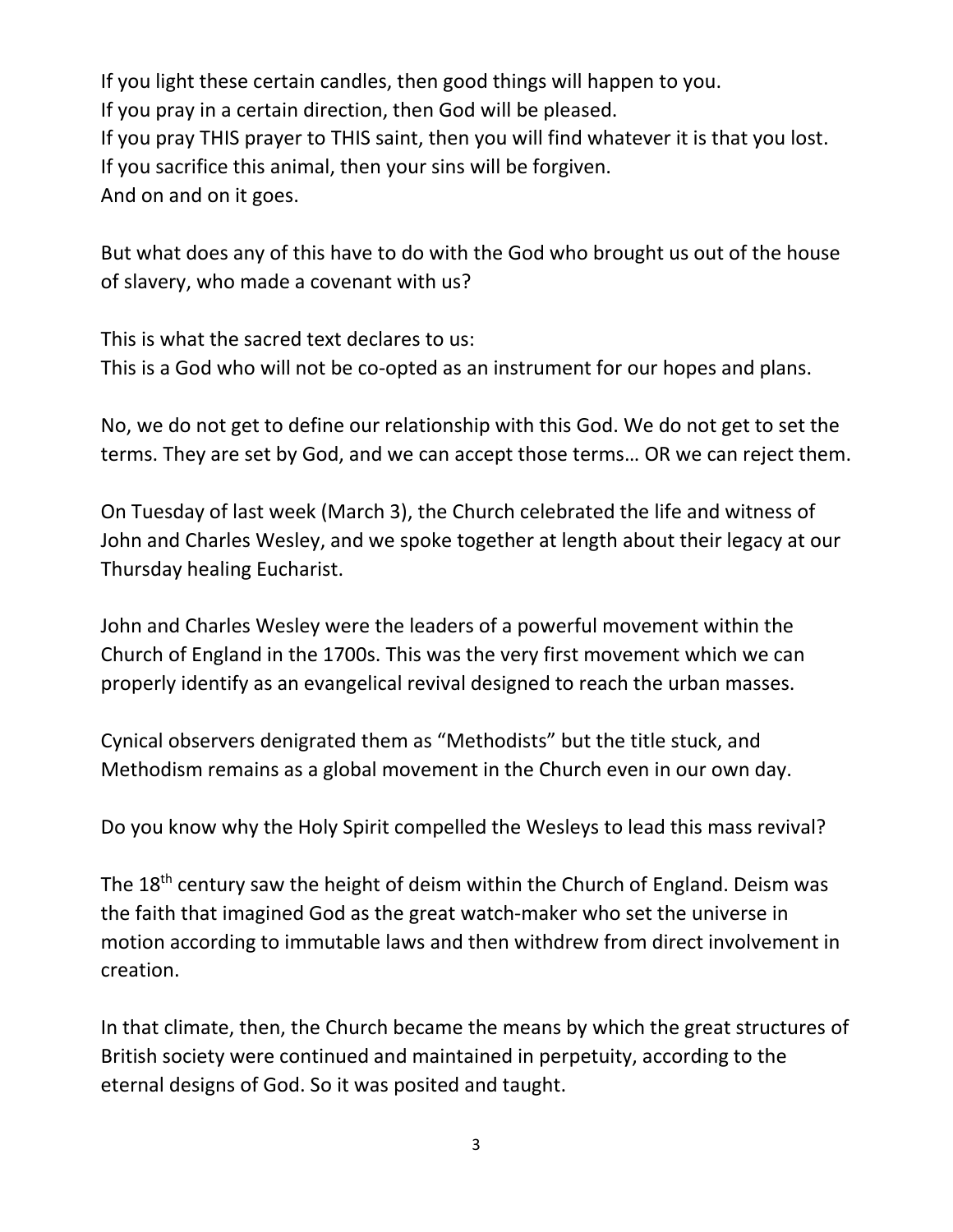If you light these certain candles, then good things will happen to you.
If you pray in a certain direction, then God will be pleased.
If you pray THIS prayer to THIS saint, then you will find whatever it is that you lost.
If you sacrifice this animal, then your sins will be forgiven.
And on and on it goes.

But what does any of this have to do with the God who brought us out of the house of slavery, who made a covenant with us?

This is what the sacred text declares to us:
This is a God who will not be co-opted as an instrument for our hopes and plans.

No, we do not get to define our relationship with this God. We do not get to set the terms. They are set by God, and we can accept those terms… OR we can reject them.

On Tuesday of last week (March 3), the Church celebrated the life and witness of John and Charles Wesley, and we spoke together at length about their legacy at our Thursday healing Eucharist.

John and Charles Wesley were the leaders of a powerful movement within the Church of England in the 1700s. This was the very first movement which we can properly identify as an evangelical revival designed to reach the urban masses.

Cynical observers denigrated them as "Methodists" but the title stuck, and Methodism remains as a global movement in the Church even in our own day.

Do you know why the Holy Spirit compelled the Wesleys to lead this mass revival?

The 18th century saw the height of deism within the Church of England. Deism was the faith that imagined God as the great watch-maker who set the universe in motion according to immutable laws and then withdrew from direct involvement in creation.

In that climate, then, the Church became the means by which the great structures of British society were continued and maintained in perpetuity, according to the eternal designs of God. So it was posited and taught.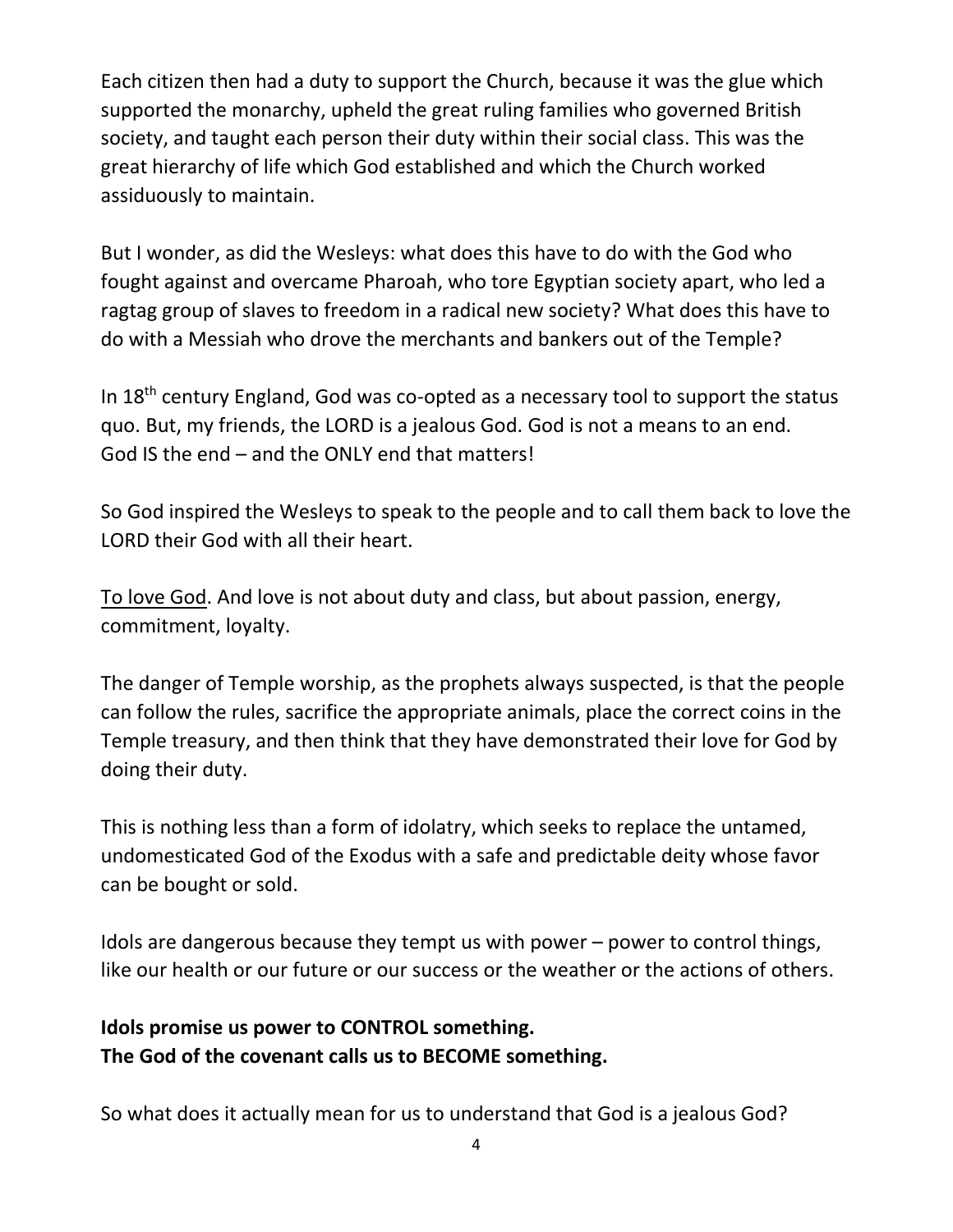Each citizen then had a duty to support the Church, because it was the glue which supported the monarchy, upheld the great ruling families who governed British society, and taught each person their duty within their social class. This was the great hierarchy of life which God established and which the Church worked assiduously to maintain.

But I wonder, as did the Wesleys: what does this have to do with the God who fought against and overcame Pharoah, who tore Egyptian society apart, who led a ragtag group of slaves to freedom in a radical new society? What does this have to do with a Messiah who drove the merchants and bankers out of the Temple?

In 18th century England, God was co-opted as a necessary tool to support the status quo. But, my friends, the LORD is a jealous God. God is not a means to an end. God IS the end – and the ONLY end that matters!

So God inspired the Wesleys to speak to the people and to call them back to love the LORD their God with all their heart.

<u>To love God</u>. And love is not about duty and class, but about passion, energy, commitment, loyalty.

The danger of Temple worship, as the prophets always suspected, is that the people can follow the rules, sacrifice the appropriate animals, place the correct coins in the Temple treasury, and then think that they have demonstrated their love for God by doing their duty.

This is nothing less than a form of idolatry, which seeks to replace the untamed, undomesticated God of the Exodus with a safe and predictable deity whose favor can be bought or sold.

Idols are dangerous because they tempt us with power – power to control things, like our health or our future or our success or the weather or the actions of others.

**Idols promise us power to CONTROL something.**
**The God of the covenant calls us to BECOME something.**

So what does it actually mean for us to understand that God is a jealous God?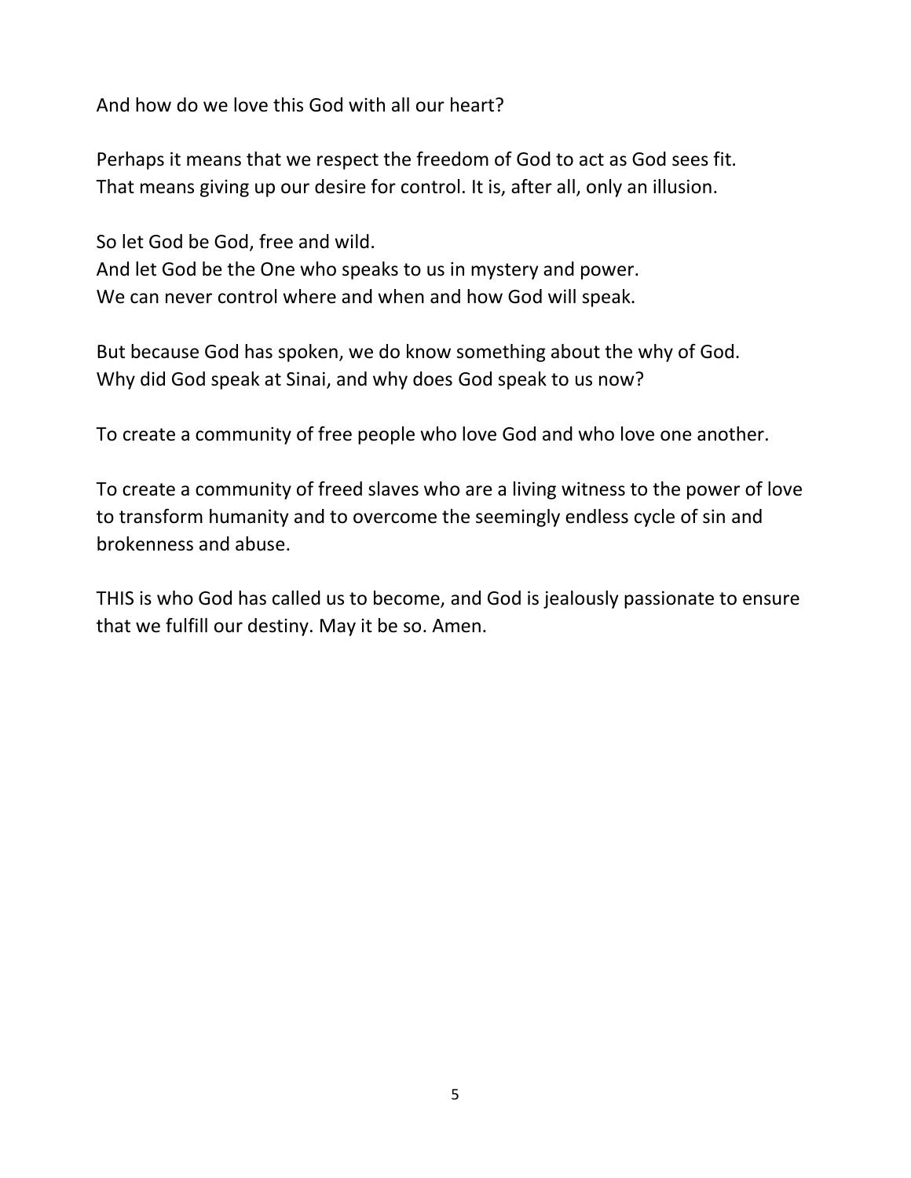And how do we love this God with all our heart?

Perhaps it means that we respect the freedom of God to act as God sees fit.
That means giving up our desire for control. It is, after all, only an illusion.

So let God be God, free and wild.
And let God be the One who speaks to us in mystery and power.
We can never control where and when and how God will speak.

But because God has spoken, we do know something about the why of God.
Why did God speak at Sinai, and why does God speak to us now?

To create a community of free people who love God and who love one another.

To create a community of freed slaves who are a living witness to the power of love to transform humanity and to overcome the seemingly endless cycle of sin and brokenness and abuse.

THIS is who God has called us to become, and God is jealously passionate to ensure that we fulfill our destiny. May it be so. Amen.